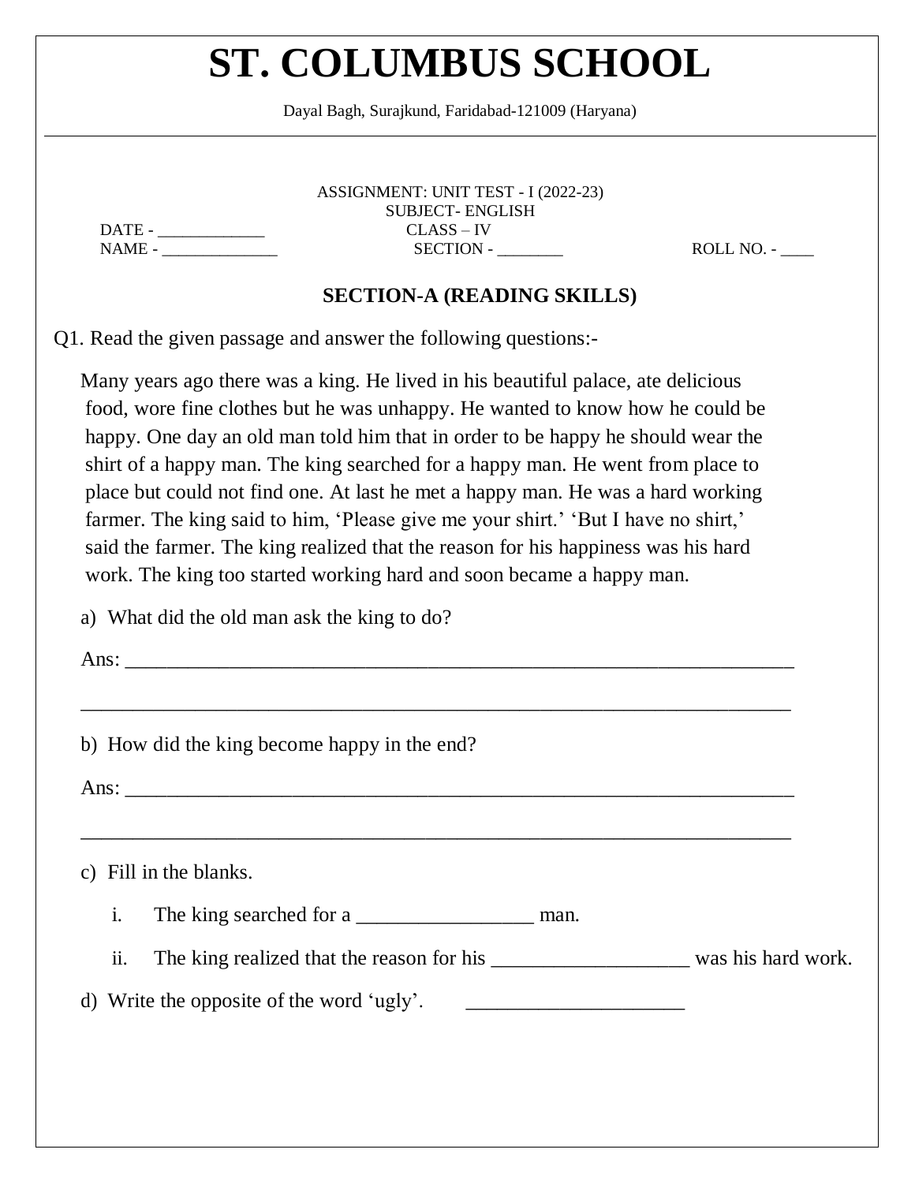# ST. COLUMBUS SCHOOL

Dayal Bagh, Surajkund, Faridabad-121009 (Haryana)

ASSIGNMENT: UNIT TEST - I (2022-23)
SUBJECT- ENGLISH
CLASS – IV

DATE - _____________

NAME - ______________ SECTION - ________ ROLL NO. - ____

## SECTION-A (READING SKILLS)

Q1. Read the given passage and answer the following questions:-

Many years ago there was a king. He lived in his beautiful palace, ate delicious food, wore fine clothes but he was unhappy. He wanted to know how he could be happy. One day an old man told him that in order to be happy he should wear the shirt of a happy man. The king searched for a happy man. He went from place to place but could not find one. At last he met a happy man. He was a hard working farmer. The king said to him, 'Please give me your shirt.' 'But I have no shirt,' said the farmer. The king realized that the reason for his happiness was his hard work. The king too started working hard and soon became a happy man.

a) What did the old man ask the king to do?

Ans: ______________________________________________________________

______________________________________________________________

b) How did the king become happy in the end?

Ans: ______________________________________________________________

______________________________________________________________

c) Fill in the blanks.

i. The king searched for a _________________ man.

ii. The king realized that the reason for his ___________________ was his hard work.

d) Write the opposite of the word 'ugly'. _____________________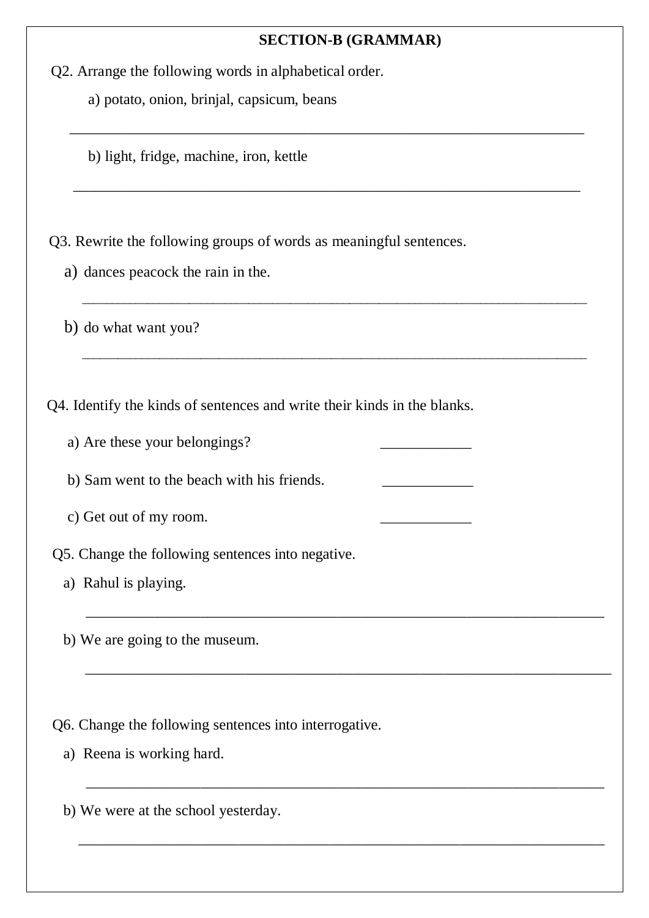## SECTION-B (GRAMMAR)

Q2. Arrange the following words in alphabetical order.

a) potato, onion, brinjal, capsicum, beans

___________________________________________________________________________

b) light, fridge, machine, iron, kettle

___________________________________________________________________________

Q3. Rewrite the following groups of words as meaningful sentences.

a) dances peacock the rain in the.

___________________________________________________________________________

b) do what want you?

___________________________________________________________________________

Q4. Identify the kinds of sentences and write their kinds in the blanks.

a) Are these your belongings? ____________

b) Sam went to the beach with his friends. ____________

c) Get out of my room. ____________

Q5. Change the following sentences into negative.

a) Rahul is playing.

___________________________________________________________________________

b) We are going to the museum.

___________________________________________________________________________

Q6. Change the following sentences into interrogative.

a) Reena is working hard.

___________________________________________________________________________

b) We were at the school yesterday.

___________________________________________________________________________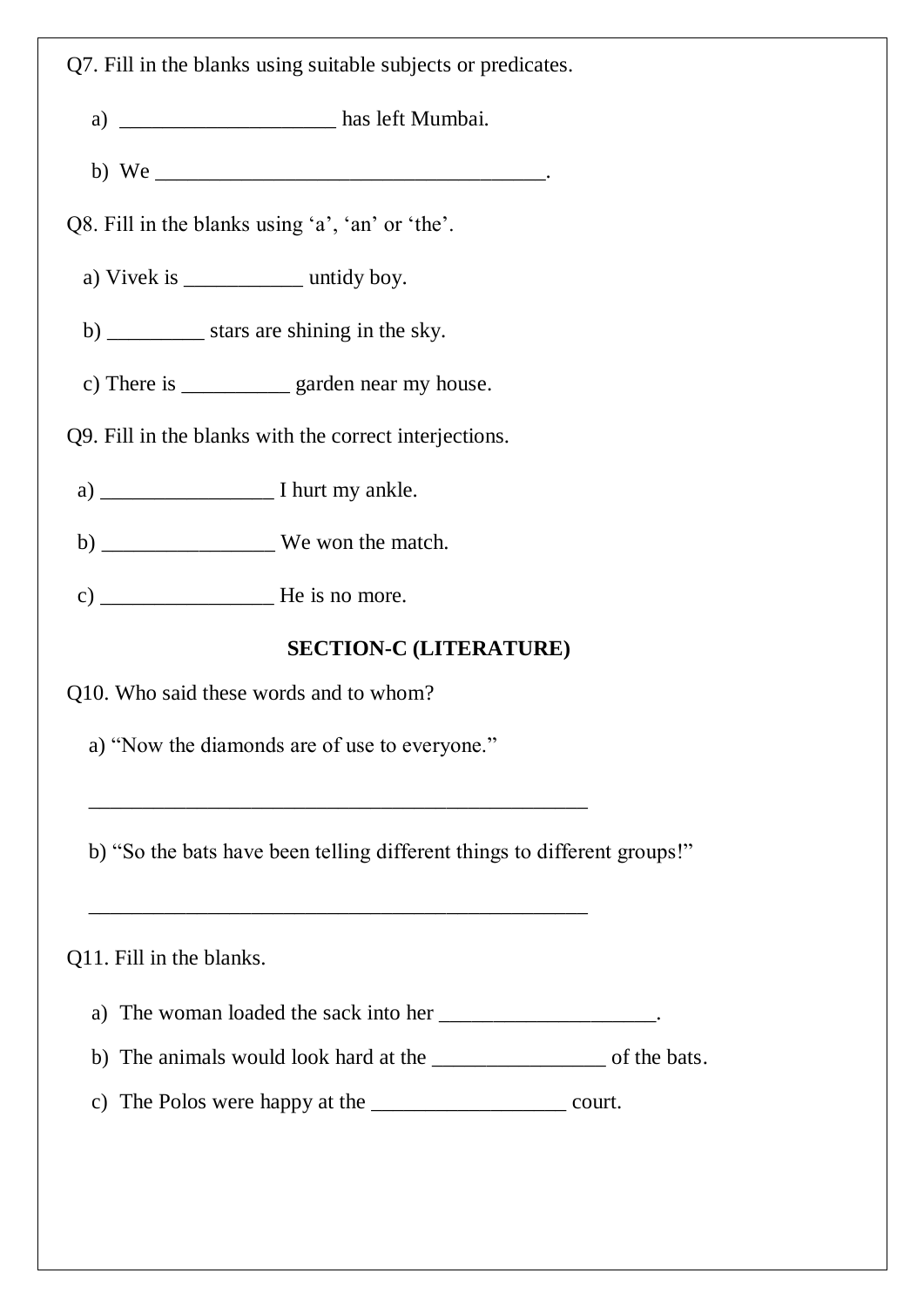Q7. Fill in the blanks using suitable subjects or predicates.

a) ____________________ has left Mumbai.

b) We _____________________________________.

Q8. Fill in the blanks using ‘a’, ‘an’ or ‘the’.

a) Vivek is ___________ untidy boy.

b) _________ stars are shining in the sky.

c) There is __________ garden near my house.

Q9. Fill in the blanks with the correct interjections.

a) ________________ I hurt my ankle.

b) ________________ We won the match.

c) ________________ He is no more.

## SECTION-C (LITERATURE)

Q10. Who said these words and to whom?

a) “Now the diamonds are of use to everyone.”

_______________________________________________

b) “So the bats have been telling different things to different groups!”

_______________________________________________

Q11. Fill in the blanks.

a) The woman loaded the sack into her ____________________.

b) The animals would look hard at the ________________ of the bats.

c) The Polos were happy at the __________________ court.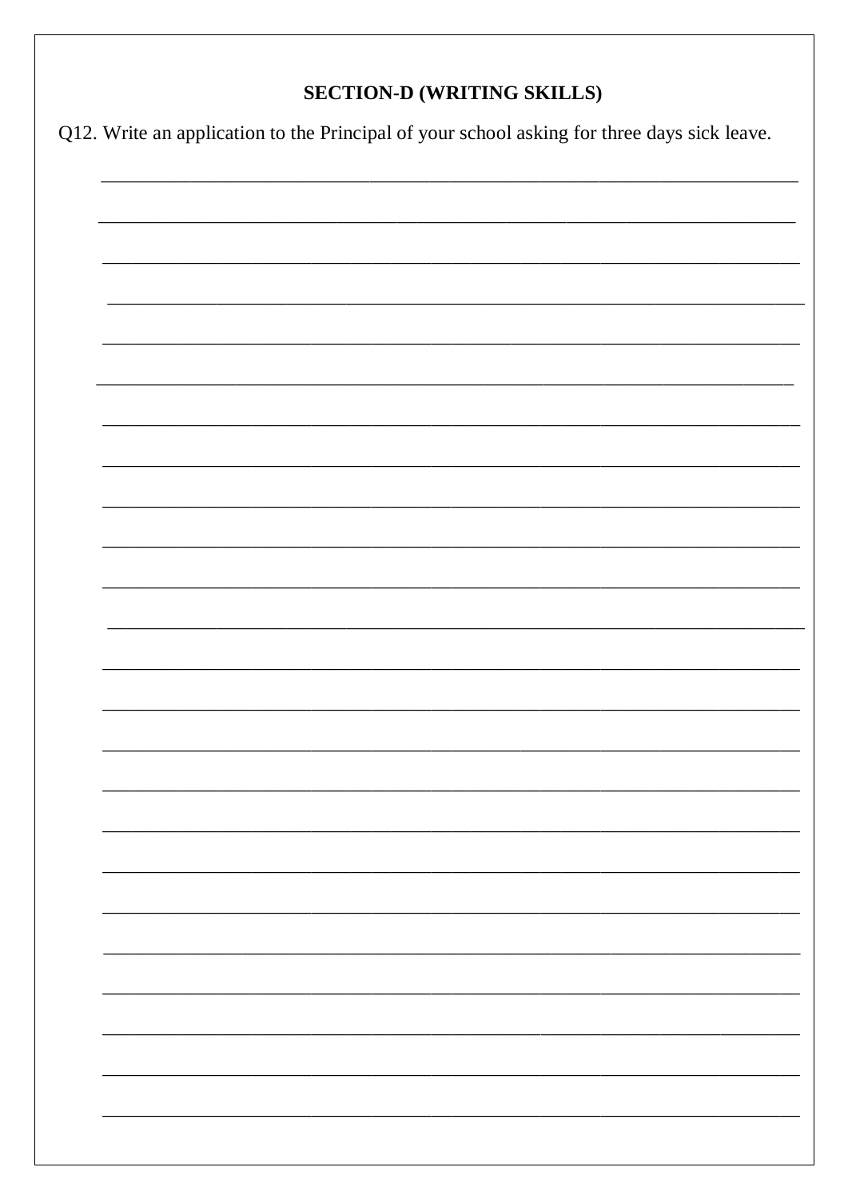## SECTION-D (WRITING SKILLS)

Q12. Write an application to the Principal of your school asking for three days sick leave.

___________________________________________________________________________

___________________________________________________________________________

___________________________________________________________________________

___________________________________________________________________________

___________________________________________________________________________

___________________________________________________________________________

___________________________________________________________________________

___________________________________________________________________________

___________________________________________________________________________

___________________________________________________________________________

___________________________________________________________________________

___________________________________________________________________________

___________________________________________________________________________

___________________________________________________________________________

___________________________________________________________________________

___________________________________________________________________________

___________________________________________________________________________

___________________________________________________________________________

___________________________________________________________________________

___________________________________________________________________________

___________________________________________________________________________

___________________________________________________________________________

___________________________________________________________________________

___________________________________________________________________________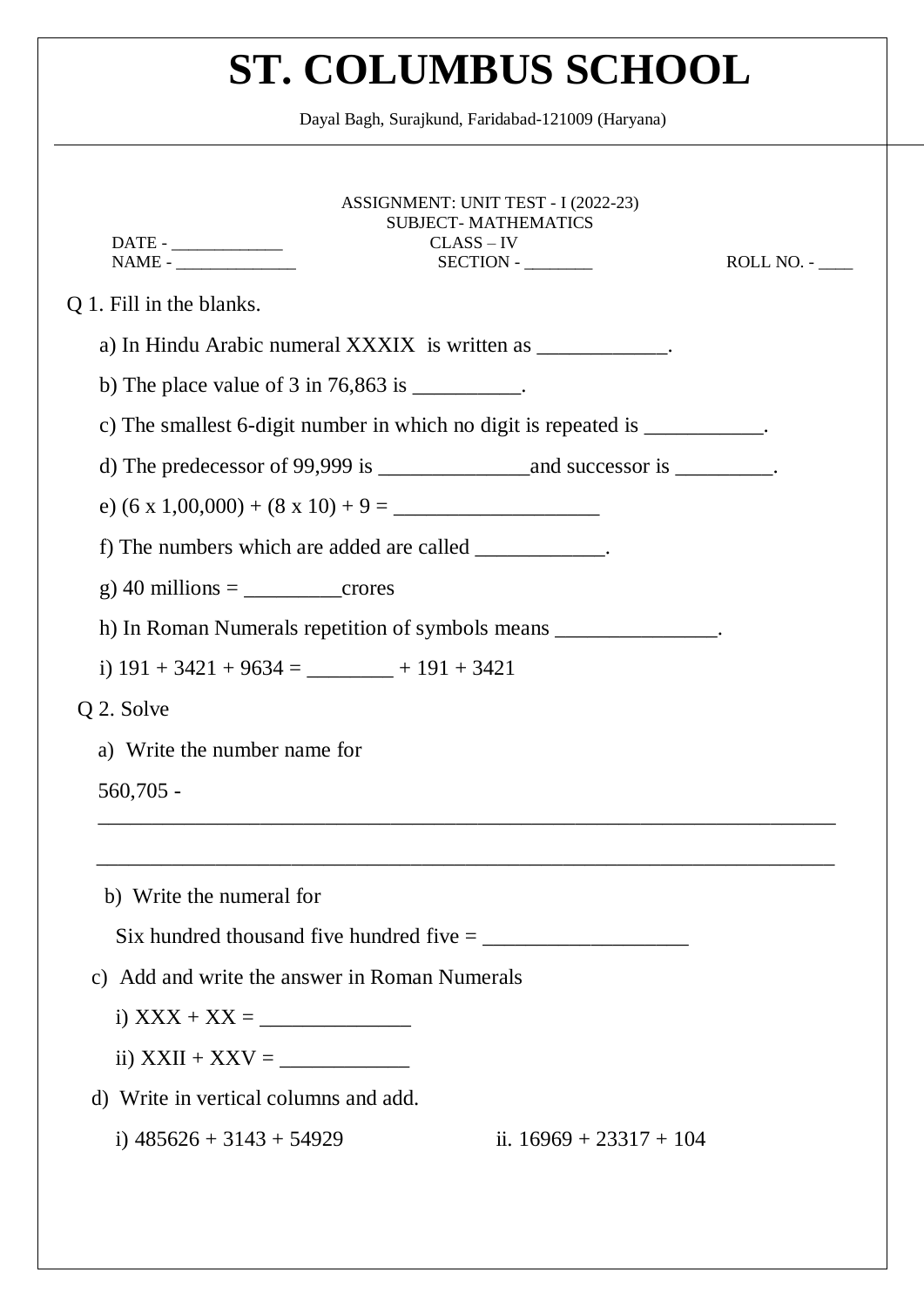# ST. COLUMBUS SCHOOL

Dayal Bagh, Surajkund, Faridabad-121009 (Haryana)

ASSIGNMENT: UNIT TEST - I (2022-23)
SUBJECT- MATHEMATICS

DATE - _____________ CLASS – IV
NAME - ______________ SECTION - ________ ROLL NO. - ____

Q 1. Fill in the blanks.

a) In Hindu Arabic numeral XXXIX is written as ____________.

b) The place value of 3 in 76,863 is __________.

c) The smallest 6-digit number in which no digit is repeated is ___________.

d) The predecessor of 99,999 is ______________and successor is _________.

e) (6 x 1,00,000) + (8 x 10) + 9 = ___________________

f) The numbers which are added are called ____________.

g) 40 millions = _________crores

h) In Roman Numerals repetition of symbols means _______________.

i) 191 + 3421 + 9634 = ________ + 191 + 3421

Q 2. Solve

a) Write the number name for

560,705 - ____________________________________________________________________

____________________________________________________________________

b) Write the numeral for

Six hundred thousand five hundred five = ___________________

c) Add and write the answer in Roman Numerals

i) XXX + XX = ______________

ii) XXII + XXV = ____________

d) Write in vertical columns and add.

i) 485626 + 3143 + 54929

ii. 16969 + 23317 + 104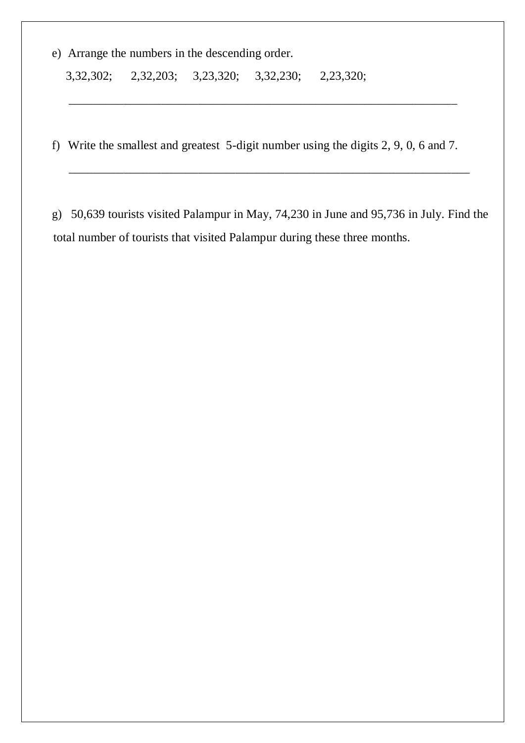e) Arrange the numbers in the descending order.

3,32,302;   2,32,203;   3,23,320;   3,32,230;   2,23,320;

______________________________________________________________________

f) Write the smallest and greatest 5-digit number using the digits 2, 9, 0, 6 and 7.

______________________________________________________________________

g) 50,639 tourists visited Palampur in May, 74,230 in June and 95,736 in July. Find the total number of tourists that visited Palampur during these three months.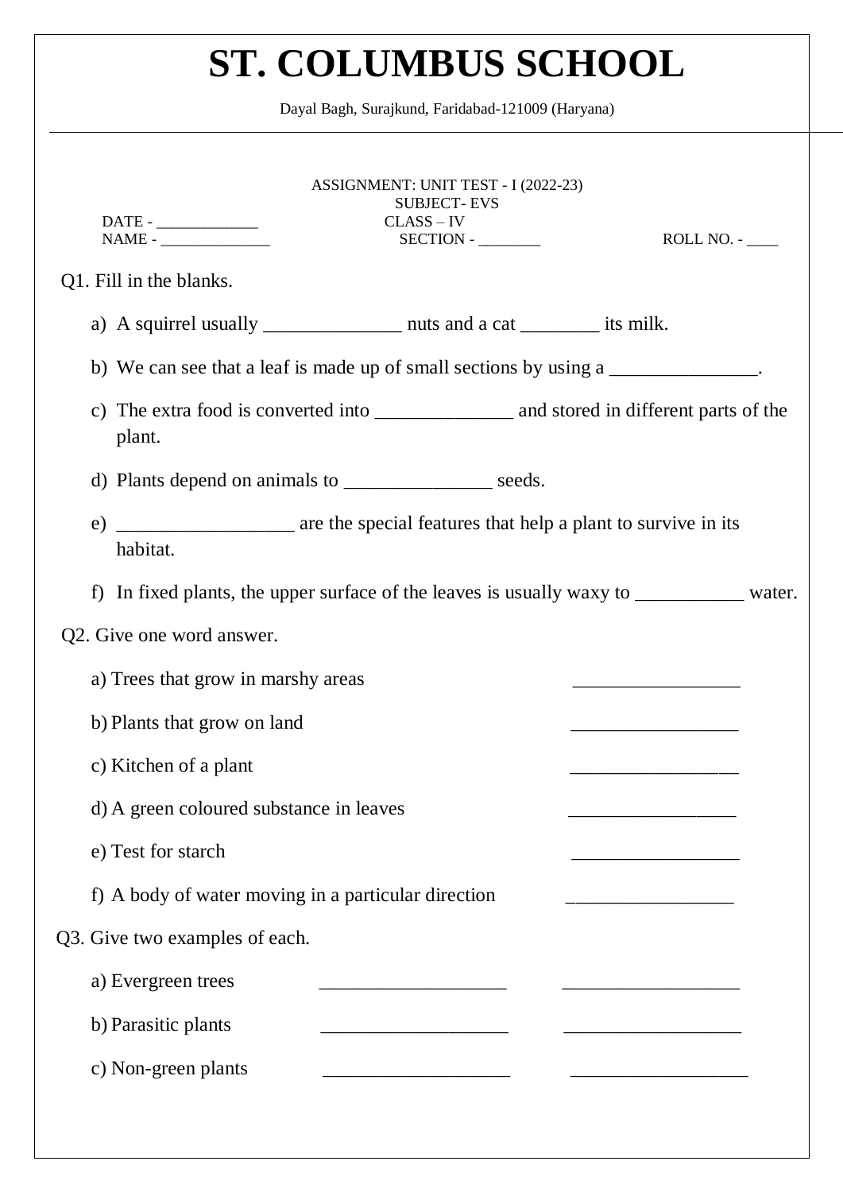# ST. COLUMBUS SCHOOL

Dayal Bagh, Surajkund, Faridabad-121009 (Haryana)

ASSIGNMENT: UNIT TEST - I (2022-23)
SUBJECT- EVS

DATE - _____________ CLASS – IV
NAME - ______________ SECTION - ________ ROLL NO. - ____

Q1. Fill in the blanks.

a) A squirrel usually ______________ nuts and a cat ________ its milk.

b) We can see that a leaf is made up of small sections by using a _______________.

c) The extra food is converted into ______________ and stored in different parts of the plant.

d) Plants depend on animals to _______________ seeds.

e) __________________ are the special features that help a plant to survive in its habitat.

f) In fixed plants, the upper surface of the leaves is usually waxy to ___________ water.

Q2. Give one word answer.

a) Trees that grow in marshy areas _________________

b) Plants that grow on land _________________

c) Kitchen of a plant _________________

d) A green coloured substance in leaves _________________

e) Test for starch _________________

f) A body of water moving in a particular direction _________________

Q3. Give two examples of each.

a) Evergreen trees ___________________ __________________

b) Parasitic plants ___________________ __________________

c) Non-green plants ___________________ __________________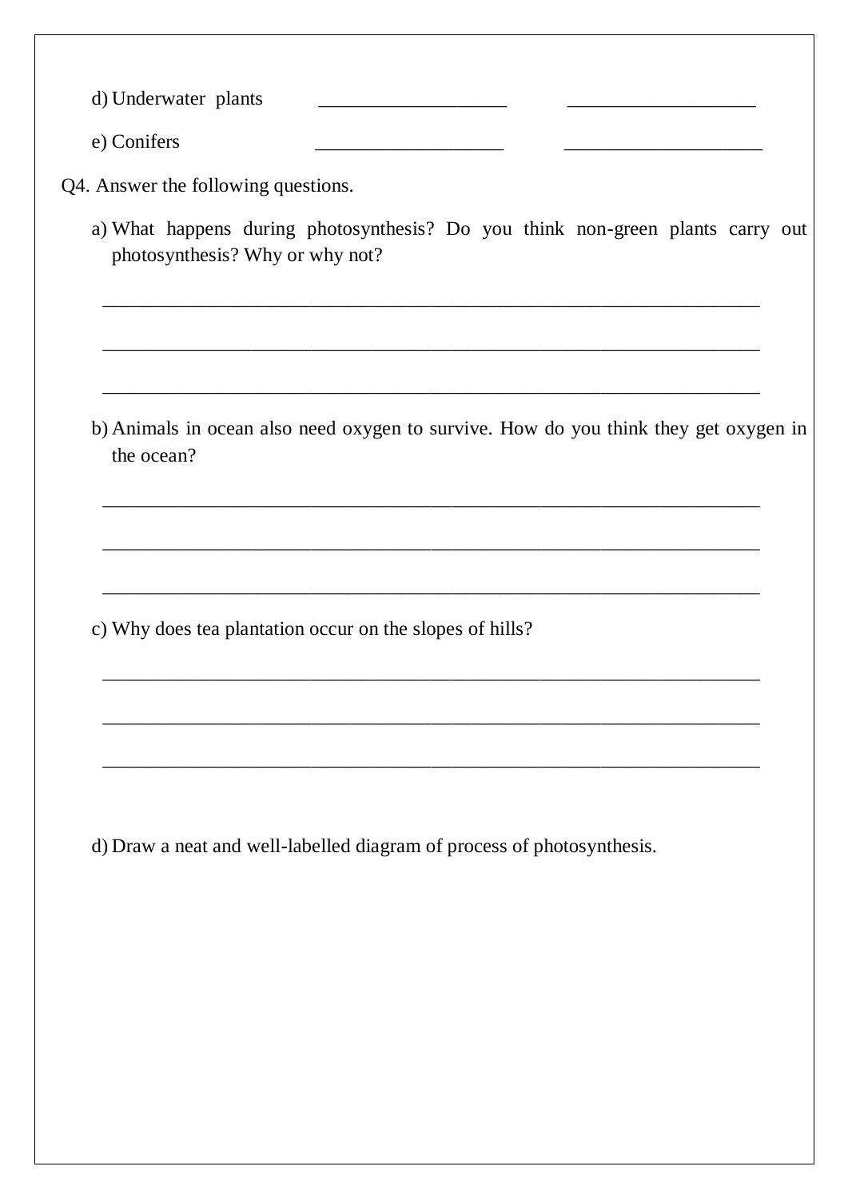d) Underwater plants ___________________ ___________________

e) Conifers ___________________ ___________________

Q4. Answer the following questions.

a) What happens during photosynthesis? Do you think non-green plants carry out photosynthesis? Why or why not?

_____________________________________________________________________

_____________________________________________________________________

_____________________________________________________________________

b) Animals in ocean also need oxygen to survive. How do you think they get oxygen in the ocean?

_____________________________________________________________________

_____________________________________________________________________

_____________________________________________________________________

c) Why does tea plantation occur on the slopes of hills?

_____________________________________________________________________

_____________________________________________________________________

_____________________________________________________________________

d) Draw a neat and well-labelled diagram of process of photosynthesis.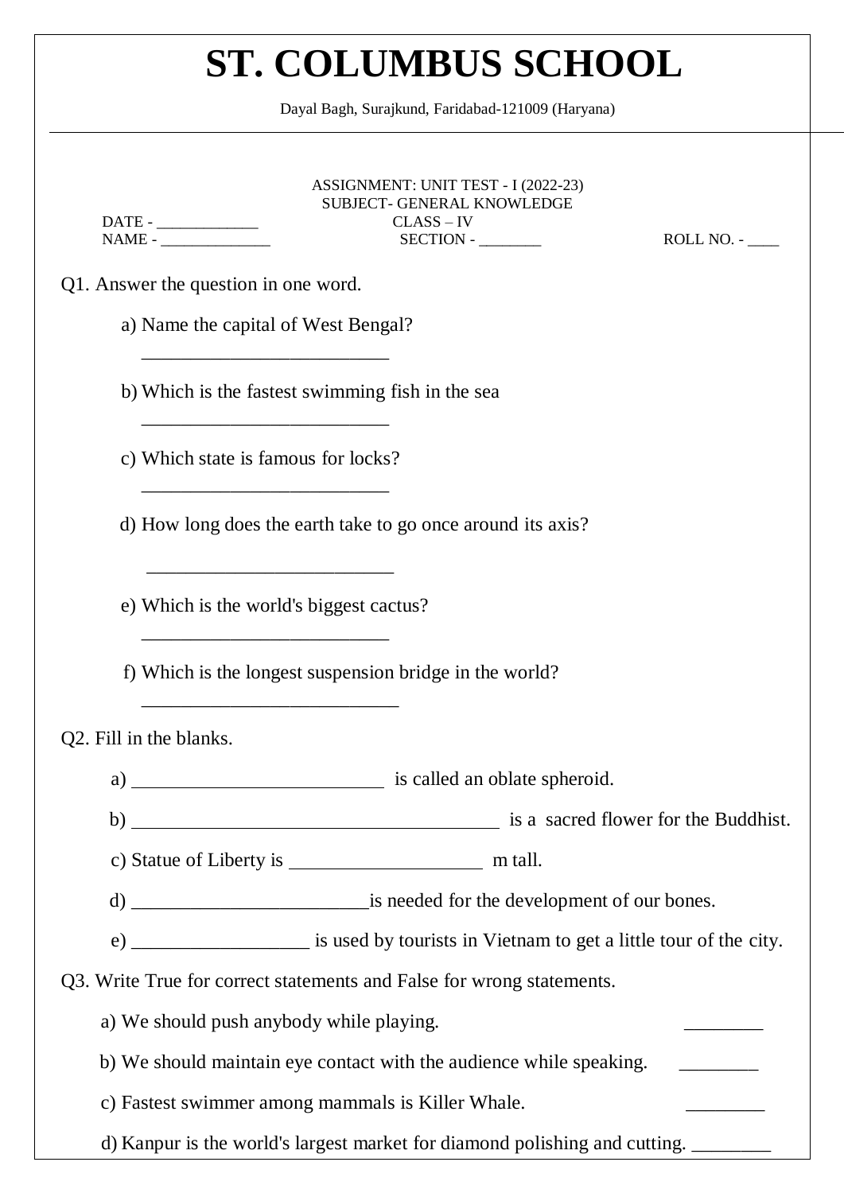# ST. COLUMBUS SCHOOL

Dayal Bagh, Surajkund, Faridabad-121009 (Haryana)

ASSIGNMENT: UNIT TEST - I (2022-23)
SUBJECT- GENERAL KNOWLEDGE

DATE - _____________ CLASS – IV
NAME - ______________ SECTION - ________ ROLL NO. - ____

Q1. Answer the question in one word.

a) Name the capital of West Bengal?
__________________________

b) Which is the fastest swimming fish in the sea
__________________________

c) Which state is famous for locks?
__________________________

d) How long does the earth take to go once around its axis?
__________________________

e) Which is the world's biggest cactus?
__________________________

f) Which is the longest suspension bridge in the world?
___________________________

Q2. Fill in the blanks.

a) __________________________ is called an oblate spheroid.

b) _______________________________________ is a sacred flower for the Buddhist.

c) Statue of Liberty is ____________________ m tall.

d) _________________________is needed for the development of our bones.

e) __________________ is used by tourists in Vietnam to get a little tour of the city.

Q3. Write True for correct statements and False for wrong statements.

a) We should push anybody while playing. ________

b) We should maintain eye contact with the audience while speaking. ________

c) Fastest swimmer among mammals is Killer Whale. ________

d) Kanpur is the world's largest market for diamond polishing and cutting. ________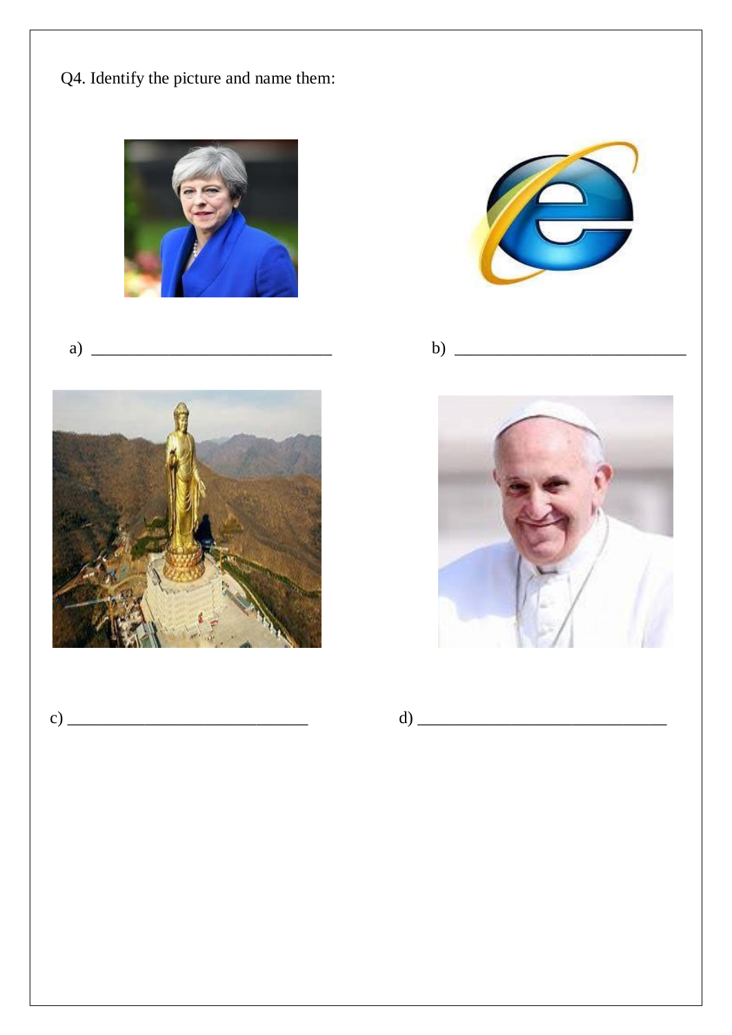Q4. Identify the picture and name them:

a) ____________________________

b) ____________________________

c) ____________________________

d) ____________________________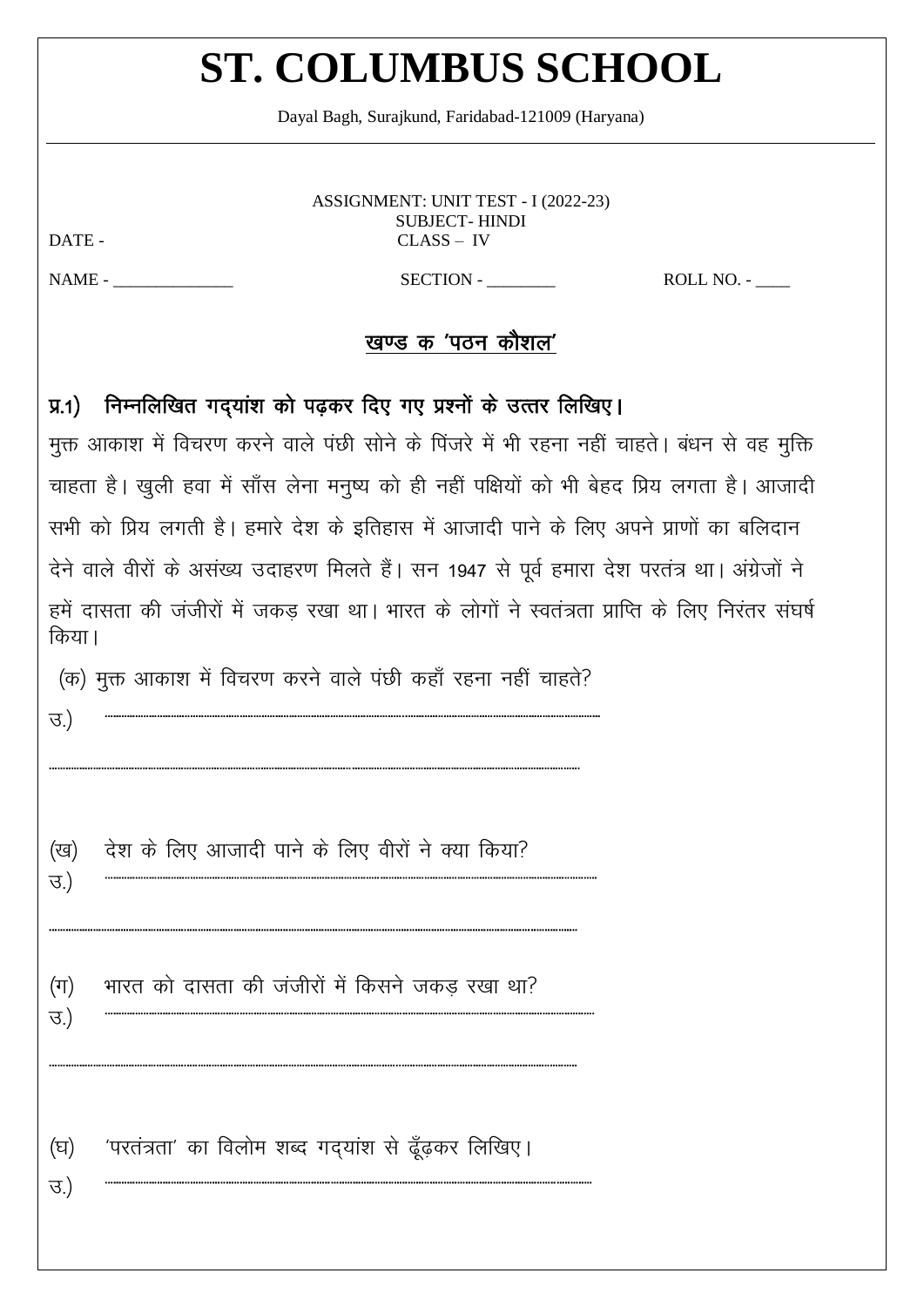# ST. COLUMBUS SCHOOL

Dayal Bagh, Surajkund, Faridabad-121009 (Haryana)

ASSIGNMENT: UNIT TEST - I (2022-23)
SUBJECT- HINDI

DATE - CLASS – IV

NAME - _______________ SECTION - ________ ROLL NO. - ____

## खण्ड क 'पठन कौशल'

**प्र.1) निम्नलिखित गद्यांश को पढ़कर दिए गए प्रश्नों के उत्तर लिखिए।**

मुक्त आकाश में विचरण करने वाले पंछी सोने के पिंजरे में भी रहना नहीं चाहते। बंधन से वह मुक्ति चाहता है। खुली हवा में साँस लेना मनुष्य को ही नहीं पक्षियों को भी बेहद प्रिय लगता है। आजादी सभी को प्रिय लगती है। हमारे देश के इतिहास में आजादी पाने के लिए अपने प्राणों का बलिदान देने वाले वीरों के असंख्य उदाहरण मिलते हैं। सन 1947 से पूर्व हमारा देश परतंत्र था। अंग्रेजों ने हमें दासता की जंजीरों में जकड़ रखा था। भारत के लोगों ने स्वतंत्रता प्राप्ति के लिए निरंतर संघर्ष किया।

(क) मुक्त आकाश में विचरण करने वाले पंछी कहाँ रहना नहीं चाहते?

उ.) ........................................................................................................

........................................................................................................

(ख) देश के लिए आजादी पाने के लिए वीरों ने क्या किया?

उ.) ........................................................................................................

........................................................................................................

(ग) भारत को दासता की जंजीरों में किसने जकड़ रखा था?

उ.) ........................................................................................................

........................................................................................................

(घ) 'परतंत्रता' का विलोम शब्द गद्यांश से ढूँढ़कर लिखिए।

उ.) ........................................................................................................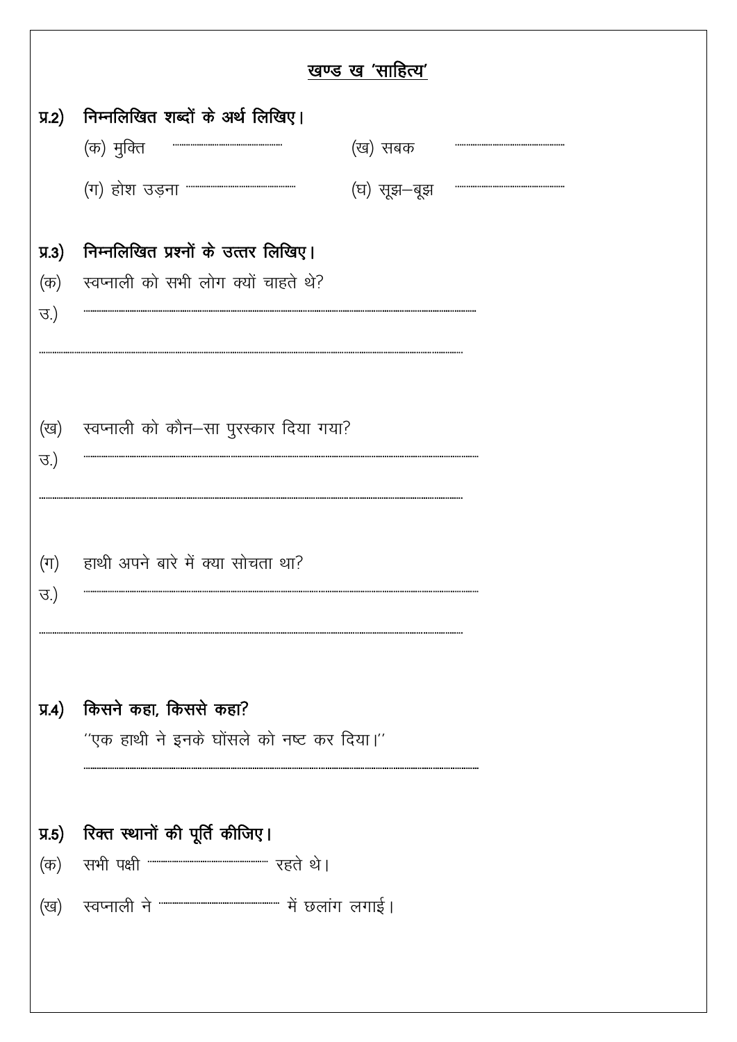## खण्ड ख 'साहित्य'

**प्र.2) निम्नलिखित शब्दों के अर्थ लिखिए।**

(क) मुक्ति ..................................... (ख) सबक .....................................

(ग) होश उड़ना ..................................... (घ) सूझ–बूझ .....................................

**प्र.3) निम्नलिखित प्रश्नों के उत्तर लिखिए।**

(क) स्वप्नाली को सभी लोग क्यों चाहते थे?

उ.) ......................................................................................................

......................................................................................................

(ख) स्वप्नाली को कौन–सा पुरस्कार दिया गया?

उ.) ......................................................................................................

......................................................................................................

(ग) हाथी अपने बारे में क्या सोचता था?

उ.) ......................................................................................................

......................................................................................................

**प्र.4) किसने कहा, किससे कहा?**

"एक हाथी ने इनके घोंसले को नष्ट कर दिया।"

......................................................................................................

**प्र.5) रिक्त स्थानों की पूर्ति कीजिए।**

(क) सभी पक्षी ..................................... रहते थे।

(ख) स्वप्नाली ने ..................................... में छलांग लगाई।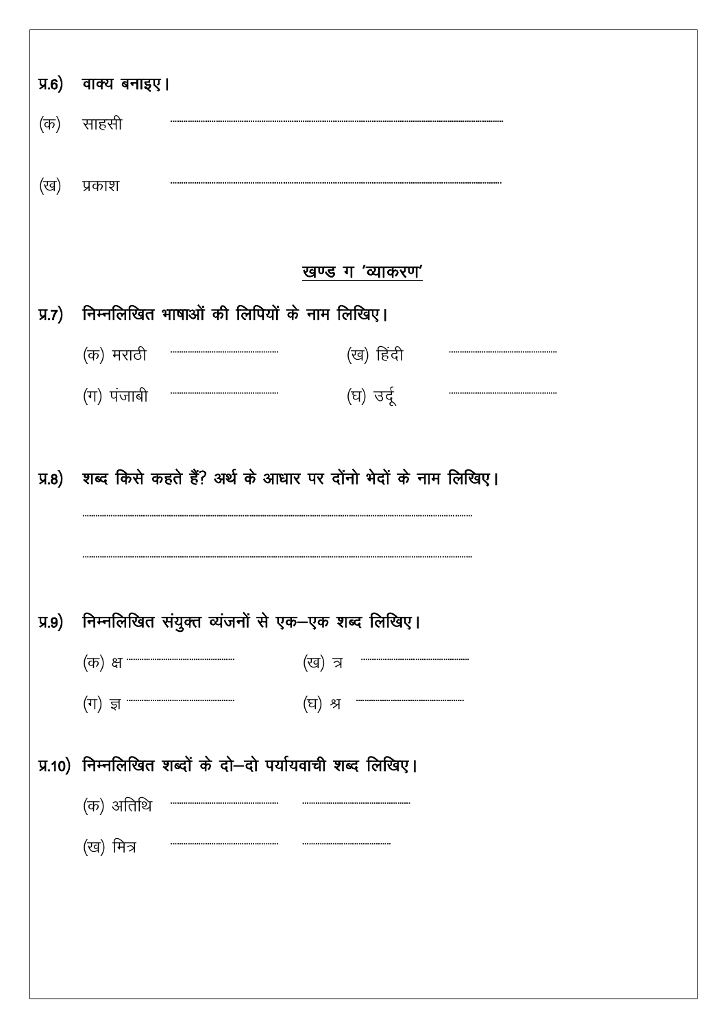प्र.6) वाक्य बनाइए।

(क) साहसी ..........................................................................................

(ख) प्रकाश ..........................................................................................

## खण्ड ग 'व्याकरण'

प्र.7) निम्नलिखित भाषाओं की लिपियों के नाम लिखिए।

(क) मराठी .................................... (ख) हिंदी ....................................

(ग) पंजाबी .................................... (घ) उर्दू ....................................

प्र.8) शब्द किसे कहते हैं? अर्थ के आधार पर दोंनो भेदों के नाम लिखिए।

..........................................................................................................

..........................................................................................................

प्र.9) निम्नलिखित संयुक्त व्यंजनों से एक–एक शब्द लिखिए।

(क) क्ष .................................... (ख) त्र ....................................

(ग) ज्ञ .................................... (घ) श्र ....................................

प्र.10) निम्नलिखित शब्दों के दो–दो पर्यायवाची शब्द लिखिए।

(क) अतिथि .................................... ....................................

(ख) मित्र .................................... ....................................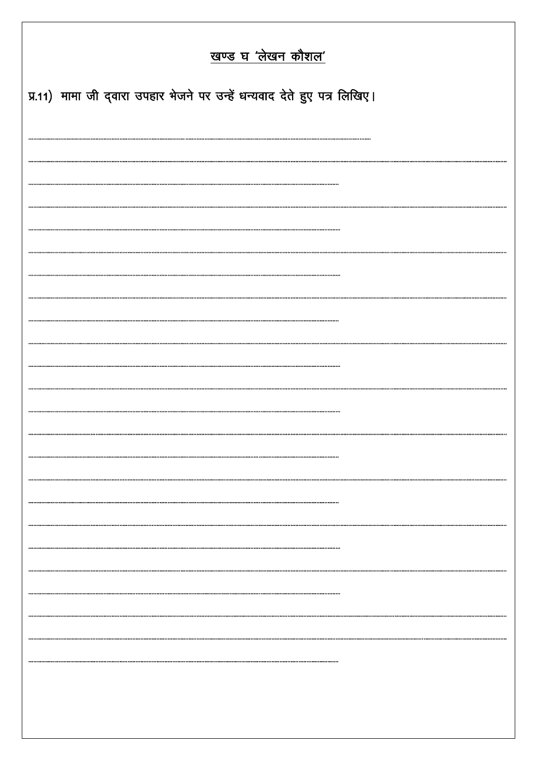## खण्ड घ 'लेखन कौशल'

प्र.11) मामा जी द्वारा उपहार भेजने पर उन्हें धन्यवाद देते हुए पत्र लिखिए।